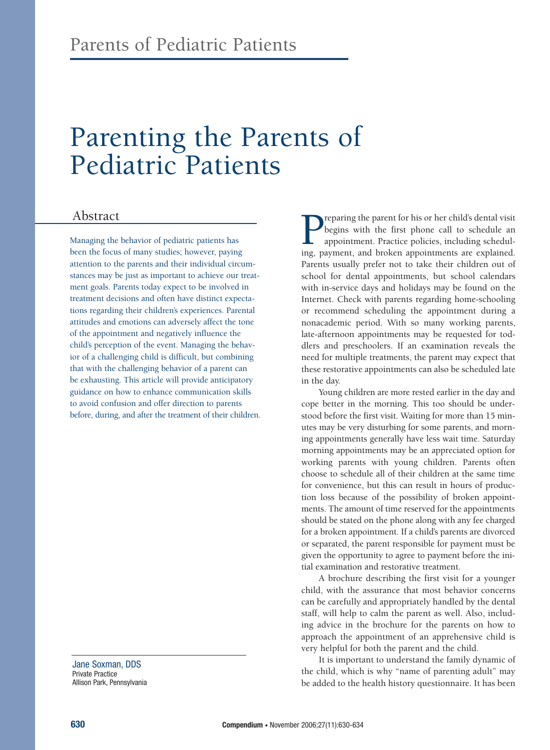Parents of Pediatric Patients

# Parenting the Parents of Pediatric Patients

## Abstract

Managing the behavior of pediatric patients has been the focus of many studies; however, paying attention to the parents and their individual circumstances may be just as important to achieve our treatment goals. Parents today expect to be involved in treatment decisions and often have distinct expectations regarding their children's experiences. Parental attitudes and emotions can adversely affect the tone of the appointment and negatively influence the child's perception of the event. Managing the behavior of a challenging child is difficult, but combining that with the challenging behavior of a parent can be exhausting. This article will provide anticipatory guidance on how to enhance communication skills to avoid confusion and offer direction to parents before, during, and after the treatment of their children.

Jane Soxman, DDS
Private Practice
Allison Park, Pennsylvania

Preparing the parent for his or her child's dental visit begins with the first phone call to schedule an appointment. Practice policies, including scheduling, payment, and broken appointments are explained. Parents usually prefer not to take their children out of school for dental appointments, but school calendars with in-service days and holidays may be found on the Internet. Check with parents regarding home-schooling or recommend scheduling the appointment during a nonacademic period. With so many working parents, late-afternoon appointments may be requested for toddlers and preschoolers. If an examination reveals the need for multiple treatments, the parent may expect that these restorative appointments can also be scheduled late in the day.

Young children are more rested earlier in the day and cope better in the morning. This too should be understood before the first visit. Waiting for more than 15 minutes may be very disturbing for some parents, and morning appointments generally have less wait time. Saturday morning appointments may be an appreciated option for working parents with young children. Parents often choose to schedule all of their children at the same time for convenience, but this can result in hours of production loss because of the possibility of broken appointments. The amount of time reserved for the appointments should be stated on the phone along with any fee charged for a broken appointment. If a child's parents are divorced or separated, the parent responsible for payment must be given the opportunity to agree to payment before the initial examination and restorative treatment.

A brochure describing the first visit for a younger child, with the assurance that most behavior concerns can be carefully and appropriately handled by the dental staff, will help to calm the parent as well. Also, including advice in the brochure for the parents on how to approach the appointment of an apprehensive child is very helpful for both the parent and the child.

It is important to understand the family dynamic of the child, which is why "name of parenting adult" may be added to the health history questionnaire. It has been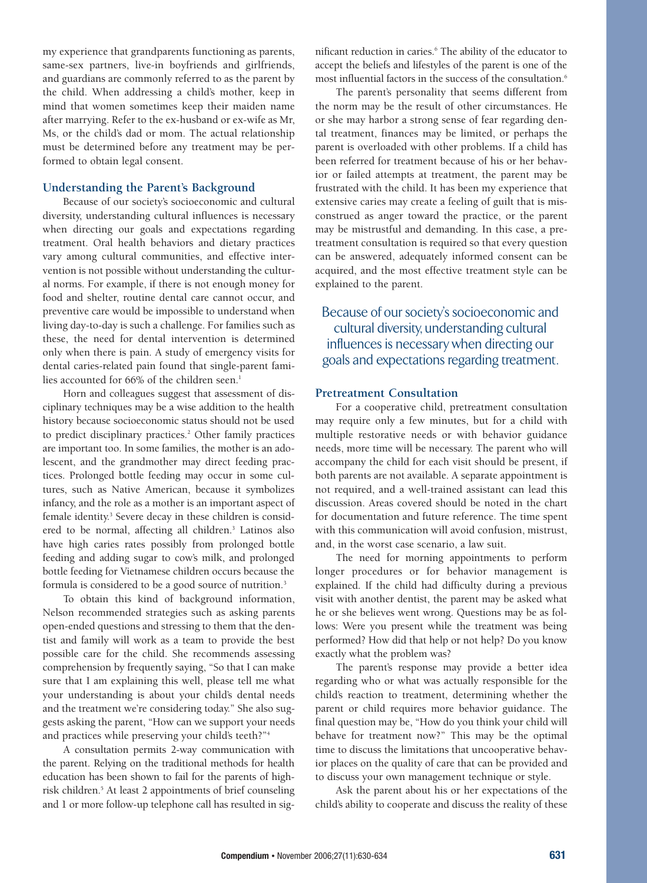my experience that grandparents functioning as parents, same-sex partners, live-in boyfriends and girlfriends, and guardians are commonly referred to as the parent by the child. When addressing a child's mother, keep in mind that women sometimes keep their maiden name after marrying. Refer to the ex-husband or ex-wife as Mr, Ms, or the child's dad or mom. The actual relationship must be determined before any treatment may be performed to obtain legal consent.

## Understanding the Parent's Background

Because of our society's socioeconomic and cultural diversity, understanding cultural influences is necessary when directing our goals and expectations regarding treatment. Oral health behaviors and dietary practices vary among cultural communities, and effective intervention is not possible without understanding the cultural norms. For example, if there is not enough money for food and shelter, routine dental care cannot occur, and preventive care would be impossible to understand when living day-to-day is such a challenge. For families such as these, the need for dental intervention is determined only when there is pain. A study of emergency visits for dental caries-related pain found that single-parent families accounted for 66% of the children seen.[1]

Horn and colleagues suggest that assessment of disciplinary techniques may be a wise addition to the health history because socioeconomic status should not be used to predict disciplinary practices.[2] Other family practices are important too. In some families, the mother is an adolescent, and the grandmother may direct feeding practices. Prolonged bottle feeding may occur in some cultures, such as Native American, because it symbolizes infancy, and the role as a mother is an important aspect of female identity.[3] Severe decay in these children is considered to be normal, affecting all children.[3] Latinos also have high caries rates possibly from prolonged bottle feeding and adding sugar to cow's milk, and prolonged bottle feeding for Vietnamese children occurs because the formula is considered to be a good source of nutrition.[3]

To obtain this kind of background information, Nelson recommended strategies such as asking parents open-ended questions and stressing to them that the dentist and family will work as a team to provide the best possible care for the child. She recommends assessing comprehension by frequently saying, "So that I can make sure that I am explaining this well, please tell me what your understanding is about your child's dental needs and the treatment we're considering today." She also suggests asking the parent, "How can we support your needs and practices while preserving your child's teeth?"[4]

A consultation permits 2-way communication with the parent. Relying on the traditional methods for health education has been shown to fail for the parents of high-risk children.[5] At least 2 appointments of brief counseling and 1 or more follow-up telephone call has resulted in significant reduction in caries.[6] The ability of the educator to accept the beliefs and lifestyles of the parent is one of the most influential factors in the success of the consultation.[6]

The parent's personality that seems different from the norm may be the result of other circumstances. He or she may harbor a strong sense of fear regarding dental treatment, finances may be limited, or perhaps the parent is overloaded with other problems. If a child has been referred for treatment because of his or her behavior or failed attempts at treatment, the parent may be frustrated with the child. It has been my experience that extensive caries may create a feeling of guilt that is misconstrued as anger toward the practice, or the parent may be mistrustful and demanding. In this case, a pretreatment consultation is required so that every question can be answered, adequately informed consent can be acquired, and the most effective treatment style can be explained to the parent.

> Because of our society's socioeconomic and cultural diversity, understanding cultural influences is necessary when directing our goals and expectations regarding treatment.

## Pretreatment Consultation

For a cooperative child, pretreatment consultation may require only a few minutes, but for a child with multiple restorative needs or with behavior guidance needs, more time will be necessary. The parent who will accompany the child for each visit should be present, if both parents are not available. A separate appointment is not required, and a well-trained assistant can lead this discussion. Areas covered should be noted in the chart for documentation and future reference. The time spent with this communication will avoid confusion, mistrust, and, in the worst case scenario, a law suit.

The need for morning appointments to perform longer procedures or for behavior management is explained. If the child had difficulty during a previous visit with another dentist, the parent may be asked what he or she believes went wrong. Questions may be as follows: Were you present while the treatment was being performed? How did that help or not help? Do you know exactly what the problem was?

The parent's response may provide a better idea regarding who or what was actually responsible for the child's reaction to treatment, determining whether the parent or child requires more behavior guidance. The final question may be, "How do you think your child will behave for treatment now?" This may be the optimal time to discuss the limitations that uncooperative behavior places on the quality of care that can be provided and to discuss your own management technique or style.

Ask the parent about his or her expectations of the child's ability to cooperate and discuss the reality of these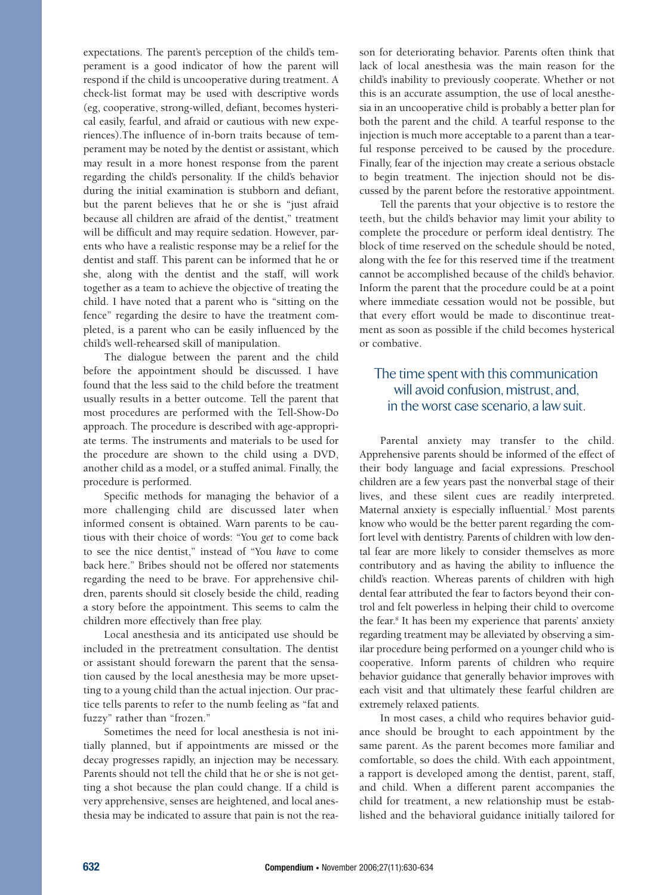expectations. The parent's perception of the child's temperament is a good indicator of how the parent will respond if the child is uncooperative during treatment. A check-list format may be used with descriptive words (eg, cooperative, strong-willed, defiant, becomes hysterical easily, fearful, and afraid or cautious with new experiences).The influence of in-born traits because of temperament may be noted by the dentist or assistant, which may result in a more honest response from the parent regarding the child's personality. If the child's behavior during the initial examination is stubborn and defiant, but the parent believes that he or she is "just afraid because all children are afraid of the dentist," treatment will be difficult and may require sedation. However, parents who have a realistic response may be a relief for the dentist and staff. This parent can be informed that he or she, along with the dentist and the staff, will work together as a team to achieve the objective of treating the child. I have noted that a parent who is "sitting on the fence" regarding the desire to have the treatment completed, is a parent who can be easily influenced by the child's well-rehearsed skill of manipulation.

The dialogue between the parent and the child before the appointment should be discussed. I have found that the less said to the child before the treatment usually results in a better outcome. Tell the parent that most procedures are performed with the Tell-Show-Do approach. The procedure is described with age-appropriate terms. The instruments and materials to be used for the procedure are shown to the child using a DVD, another child as a model, or a stuffed animal. Finally, the procedure is performed.

Specific methods for managing the behavior of a more challenging child are discussed later when informed consent is obtained. Warn parents to be cautious with their choice of words: "You *get* to come back to see the nice dentist," instead of "You *have* to come back here." Bribes should not be offered nor statements regarding the need to be brave. For apprehensive children, parents should sit closely beside the child, reading a story before the appointment. This seems to calm the children more effectively than free play.

Local anesthesia and its anticipated use should be included in the pretreatment consultation. The dentist or assistant should forewarn the parent that the sensation caused by the local anesthesia may be more upsetting to a young child than the actual injection. Our practice tells parents to refer to the numb feeling as "fat and fuzzy" rather than "frozen."

Sometimes the need for local anesthesia is not initially planned, but if appointments are missed or the decay progresses rapidly, an injection may be necessary. Parents should not tell the child that he or she is not getting a shot because the plan could change. If a child is very apprehensive, senses are heightened, and local anesthesia may be indicated to assure that pain is not the reason for deteriorating behavior. Parents often think that lack of local anesthesia was the main reason for the child's inability to previously cooperate. Whether or not this is an accurate assumption, the use of local anesthesia in an uncooperative child is probably a better plan for both the parent and the child. A tearful response to the injection is much more acceptable to a parent than a tearful response perceived to be caused by the procedure. Finally, fear of the injection may create a serious obstacle to begin treatment. The injection should not be discussed by the parent before the restorative appointment.

Tell the parents that your objective is to restore the teeth, but the child's behavior may limit your ability to complete the procedure or perform ideal dentistry. The block of time reserved on the schedule should be noted, along with the fee for this reserved time if the treatment cannot be accomplished because of the child's behavior. Inform the parent that the procedure could be at a point where immediate cessation would not be possible, but that every effort would be made to discontinue treatment as soon as possible if the child becomes hysterical or combative.

> The time spent with this communication will avoid confusion, mistrust, and, in the worst case scenario, a law suit.

Parental anxiety may transfer to the child. Apprehensive parents should be informed of the effect of their body language and facial expressions. Preschool children are a few years past the nonverbal stage of their lives, and these silent cues are readily interpreted. Maternal anxiety is especially influential.[7] Most parents know who would be the better parent regarding the comfort level with dentistry. Parents of children with low dental fear are more likely to consider themselves as more contributory and as having the ability to influence the child's reaction. Whereas parents of children with high dental fear attributed the fear to factors beyond their control and felt powerless in helping their child to overcome the fear.[8] It has been my experience that parents' anxiety regarding treatment may be alleviated by observing a similar procedure being performed on a younger child who is cooperative. Inform parents of children who require behavior guidance that generally behavior improves with each visit and that ultimately these fearful children are extremely relaxed patients.

In most cases, a child who requires behavior guidance should be brought to each appointment by the same parent. As the parent becomes more familiar and comfortable, so does the child. With each appointment, a rapport is developed among the dentist, parent, staff, and child. When a different parent accompanies the child for treatment, a new relationship must be established and the behavioral guidance initially tailored for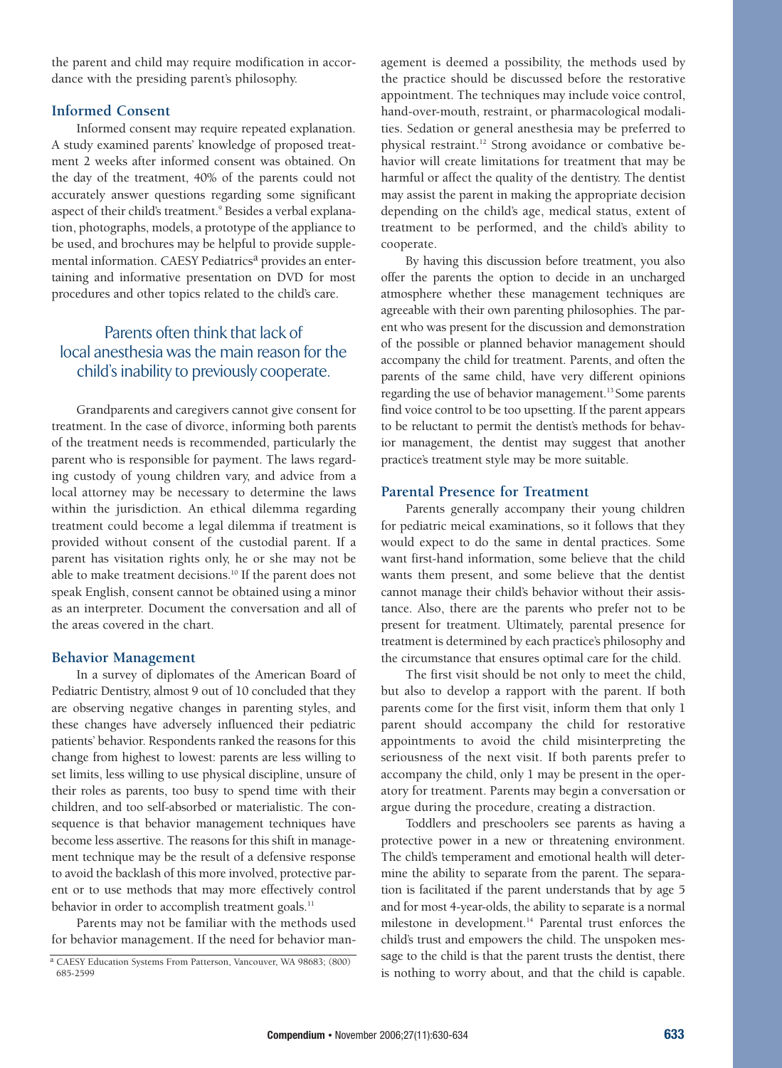the parent and child may require modification in accordance with the presiding parent's philosophy.

## Informed Consent

Informed consent may require repeated explanation. A study examined parents' knowledge of proposed treatment 2 weeks after informed consent was obtained. On the day of the treatment, 40% of the parents could not accurately answer questions regarding some significant aspect of their child's treatment.[9] Besides a verbal explanation, photographs, models, a prototype of the appliance to be used, and brochures may be helpful to provide supplemental information. CAESY Pediatrics[a] provides an entertaining and informative presentation on DVD for most procedures and other topics related to the child's care.

> Parents often think that lack of local anesthesia was the main reason for the child's inability to previously cooperate.

Grandparents and caregivers cannot give consent for treatment. In the case of divorce, informing both parents of the treatment needs is recommended, particularly the parent who is responsible for payment. The laws regarding custody of young children vary, and advice from a local attorney may be necessary to determine the laws within the jurisdiction. An ethical dilemma regarding treatment could become a legal dilemma if treatment is provided without consent of the custodial parent. If a parent has visitation rights only, he or she may not be able to make treatment decisions.[10] If the parent does not speak English, consent cannot be obtained using a minor as an interpreter. Document the conversation and all of the areas covered in the chart.

## Behavior Management

In a survey of diplomates of the American Board of Pediatric Dentistry, almost 9 out of 10 concluded that they are observing negative changes in parenting styles, and these changes have adversely influenced their pediatric patients' behavior. Respondents ranked the reasons for this change from highest to lowest: parents are less willing to set limits, less willing to use physical discipline, unsure of their roles as parents, too busy to spend time with their children, and too self-absorbed or materialistic. The consequence is that behavior management techniques have become less assertive. The reasons for this shift in management technique may be the result of a defensive response to avoid the backlash of this more involved, protective parent or to use methods that may more effectively control behavior in order to accomplish treatment goals.[11]

Parents may not be familiar with the methods used for behavior management. If the need for behavior management is deemed a possibility, the methods used by the practice should be discussed before the restorative appointment. The techniques may include voice control, hand-over-mouth, restraint, or pharmacological modalities. Sedation or general anesthesia may be preferred to physical restraint.[12] Strong avoidance or combative behavior will create limitations for treatment that may be harmful or affect the quality of the dentistry. The dentist may assist the parent in making the appropriate decision depending on the child's age, medical status, extent of treatment to be performed, and the child's ability to cooperate.

By having this discussion before treatment, you also offer the parents the option to decide in an uncharged atmosphere whether these management techniques are agreeable with their own parenting philosophies. The parent who was present for the discussion and demonstration of the possible or planned behavior management should accompany the child for treatment. Parents, and often the parents of the same child, have very different opinions regarding the use of behavior management.[13] Some parents find voice control to be too upsetting. If the parent appears to be reluctant to permit the dentist's methods for behavior management, the dentist may suggest that another practice's treatment style may be more suitable.

## Parental Presence for Treatment

Parents generally accompany their young children for pediatric meical examinations, so it follows that they would expect to do the same in dental practices. Some want first-hand information, some believe that the child wants them present, and some believe that the dentist cannot manage their child's behavior without their assistance. Also, there are the parents who prefer not to be present for treatment. Ultimately, parental presence for treatment is determined by each practice's philosophy and the circumstance that ensures optimal care for the child.

The first visit should be not only to meet the child, but also to develop a rapport with the parent. If both parents come for the first visit, inform them that only 1 parent should accompany the child for restorative appointments to avoid the child misinterpreting the seriousness of the next visit. If both parents prefer to accompany the child, only 1 may be present in the operatory for treatment. Parents may begin a conversation or argue during the procedure, creating a distraction.

Toddlers and preschoolers see parents as having a protective power in a new or threatening environment. The child's temperament and emotional health will determine the ability to separate from the parent. The separation is facilitated if the parent understands that by age 5 and for most 4-year-olds, the ability to separate is a normal milestone in development.[14] Parental trust enforces the child's trust and empowers the child. The unspoken message to the child is that the parent trusts the dentist, there is nothing to worry about, and that the child is capable.

---

[a] CAESY Education Systems From Patterson, Vancouver, WA 98683; (800) 685-2599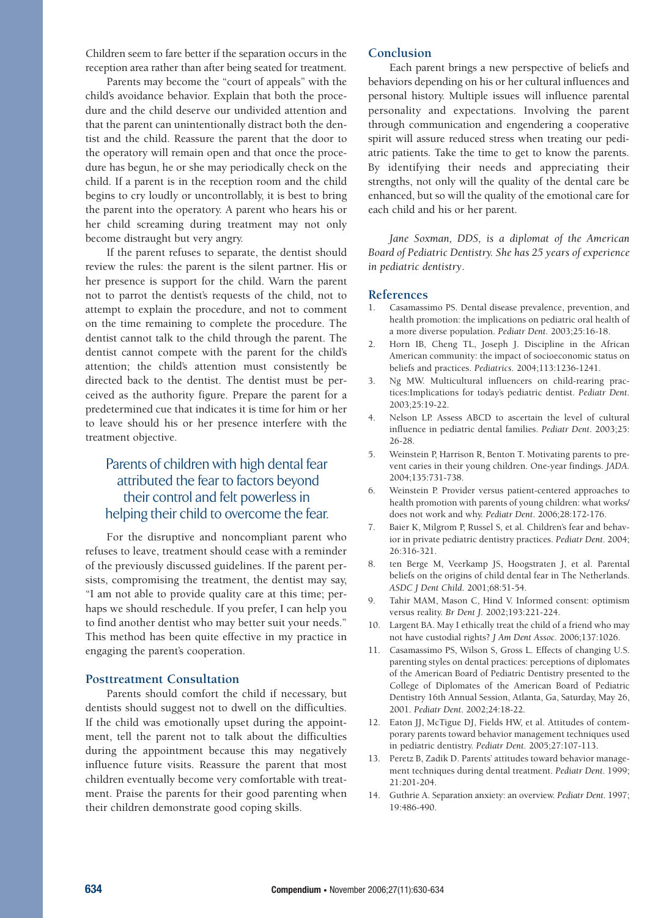Children seem to fare better if the separation occurs in the reception area rather than after being seated for treatment.

Parents may become the "court of appeals" with the child's avoidance behavior. Explain that both the procedure and the child deserve our undivided attention and that the parent can unintentionally distract both the dentist and the child. Reassure the parent that the door to the operatory will remain open and that once the procedure has begun, he or she may periodically check on the child. If a parent is in the reception room and the child begins to cry loudly or uncontrollably, it is best to bring the parent into the operatory. A parent who hears his or her child screaming during treatment may not only become distraught but very angry.

If the parent refuses to separate, the dentist should review the rules: the parent is the silent partner. His or her presence is support for the child. Warn the parent not to parrot the dentist's requests of the child, not to attempt to explain the procedure, and not to comment on the time remaining to complete the procedure. The dentist cannot talk to the child through the parent. The dentist cannot compete with the parent for the child's attention; the child's attention must consistently be directed back to the dentist. The dentist must be perceived as the authority figure. Prepare the parent for a predetermined cue that indicates it is time for him or her to leave should his or her presence interfere with the treatment objective.

> Parents of children with high dental fear attributed the fear to factors beyond their control and felt powerless in helping their child to overcome the fear.

For the disruptive and noncompliant parent who refuses to leave, treatment should cease with a reminder of the previously discussed guidelines. If the parent persists, compromising the treatment, the dentist may say, "I am not able to provide quality care at this time; perhaps we should reschedule. If you prefer, I can help you to find another dentist who may better suit your needs." This method has been quite effective in my practice in engaging the parent's cooperation.

### Posttreatment Consultation

Parents should comfort the child if necessary, but dentists should suggest not to dwell on the difficulties. If the child was emotionally upset during the appointment, tell the parent not to talk about the difficulties during the appointment because this may negatively influence future visits. Reassure the parent that most children eventually become very comfortable with treatment. Praise the parents for their good parenting when their children demonstrate good coping skills.

## Conclusion

Each parent brings a new perspective of beliefs and behaviors depending on his or her cultural influences and personal history. Multiple issues will influence parental personality and expectations. Involving the parent through communication and engendering a cooperative spirit will assure reduced stress when treating our pediatric patients. Take the time to get to know the parents. By identifying their needs and appreciating their strengths, not only will the quality of the dental care be enhanced, but so will the quality of the emotional care for each child and his or her parent.

*Jane Soxman, DDS, is a diplomat of the American Board of Pediatric Dentistry. She has 25 years of experience in pediatric dentistry.*

## References

1. Casamassimo PS. Dental disease prevalence, prevention, and health promotion: the implications on pediatric oral health of a more diverse population. *Pediatr Dent*. 2003;25:16-18.
2. Horn IB, Cheng TL, Joseph J. Discipline in the African American community: the impact of socioeconomic status on beliefs and practices. *Pediatrics*. 2004;113:1236-1241.
3. Ng MW. Multicultural influencers on child-rearing practices:Implications for today's pediatric dentist. *Pediatr Dent*. 2003;25:19-22.
4. Nelson LP. Assess ABCD to ascertain the level of cultural influence in pediatric dental families. *Pediatr Dent*. 2003;25: 26-28.
5. Weinstein P, Harrison R, Benton T. Motivating parents to prevent caries in their young children. One-year findings. *JADA*. 2004;135:731-738.
6. Weinstein P. Provider versus patient-centered approaches to health promotion with parents of young children: what works/ does not work and why. *Pediatr Dent*. 2006;28:172-176.
7. Baier K, Milgrom P, Russel S, et al. Children's fear and behavior in private pediatric dentistry practices. *Pediatr Dent*. 2004; 26:316-321.
8. ten Berge M, Veerkamp JS, Hoogstraten J, et al. Parental beliefs on the origins of child dental fear in The Netherlands. *ASDC J Dent Child*. 2001;68:51-54.
9. Tahir MAM, Mason C, Hind V. Informed consent: optimism versus reality. *Br Dent J*. 2002;193:221-224.
10. Largent BA. May I ethically treat the child of a friend who may not have custodial rights? *J Am Dent Assoc*. 2006;137:1026.
11. Casamassimo PS, Wilson S, Gross L. Effects of changing U.S. parenting styles on dental practices: perceptions of diplomates of the American Board of Pediatric Dentistry presented to the College of Diplomates of the American Board of Pediatric Dentistry 16th Annual Session, Atlanta, Ga, Saturday, May 26, 2001. *Pediatr Dent*. 2002;24:18-22.
12. Eaton JJ, McTigue DJ, Fields HW, et al. Attitudes of contemporary parents toward behavior management techniques used in pediatric dentistry. *Pediatr Dent*. 2005;27:107-113.
13. Peretz B, Zadik D. Parents' attitudes toward behavior management techniques during dental treatment. *Pediatr Dent*. 1999; 21:201-204.
14. Guthrie A. Separation anxiety: an overview. *Pediatr Dent*. 1997; 19:486-490.